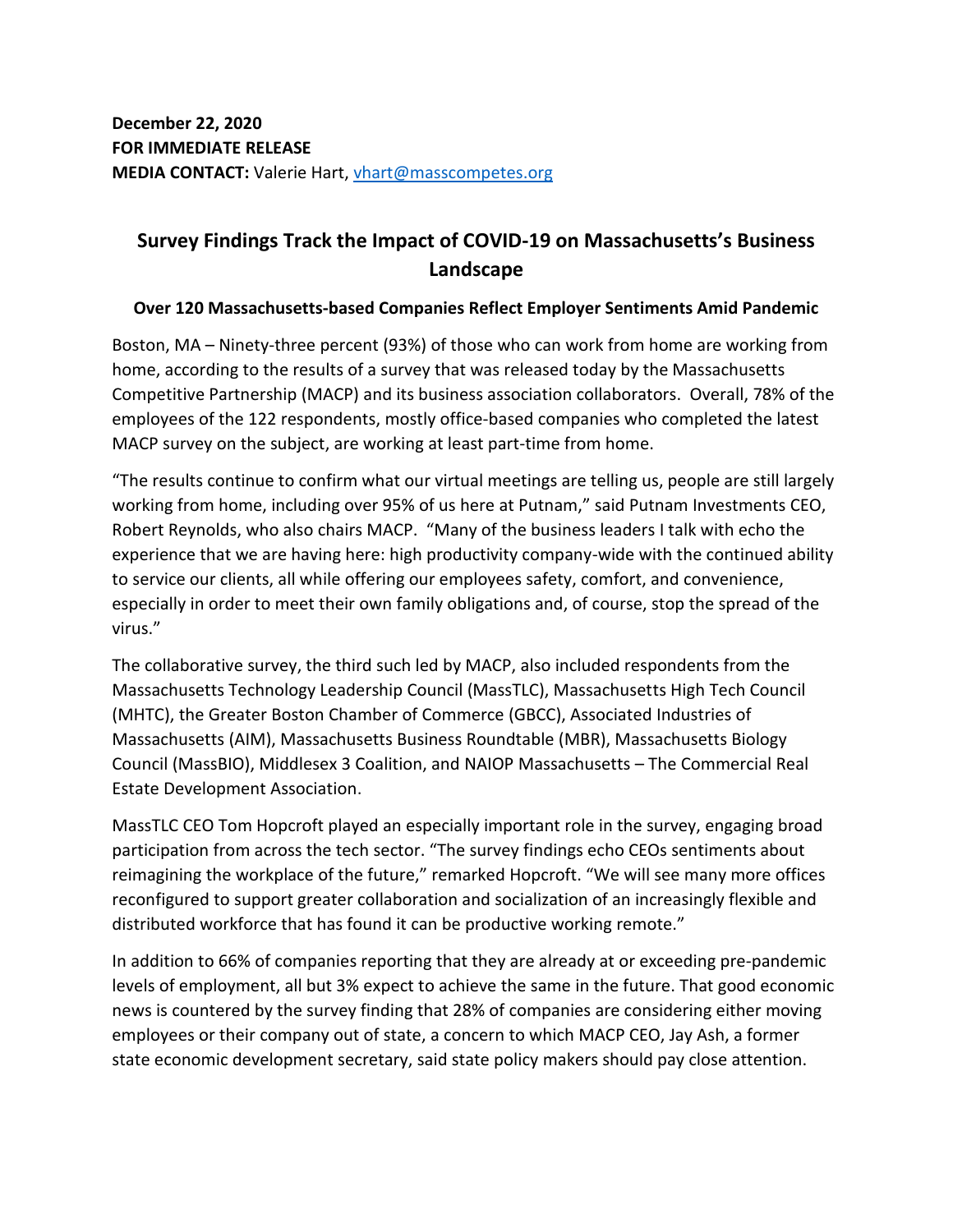**December 22, 2020**
**FOR IMMEDIATE RELEASE**
**MEDIA CONTACT:** Valerie Hart, vhart@masscompetes.org

# Survey Findings Track the Impact of COVID-19 on Massachusetts's Business Landscape

### Over 120 Massachusetts-based Companies Reflect Employer Sentiments Amid Pandemic

Boston, MA – Ninety-three percent (93%) of those who can work from home are working from home, according to the results of a survey that was released today by the Massachusetts Competitive Partnership (MACP) and its business association collaborators. Overall, 78% of the employees of the 122 respondents, mostly office-based companies who completed the latest MACP survey on the subject, are working at least part-time from home.

"The results continue to confirm what our virtual meetings are telling us, people are still largely working from home, including over 95% of us here at Putnam," said Putnam Investments CEO, Robert Reynolds, who also chairs MACP. "Many of the business leaders I talk with echo the experience that we are having here: high productivity company-wide with the continued ability to service our clients, all while offering our employees safety, comfort, and convenience, especially in order to meet their own family obligations and, of course, stop the spread of the virus."

The collaborative survey, the third such led by MACP, also included respondents from the Massachusetts Technology Leadership Council (MassTLC), Massachusetts High Tech Council (MHTC), the Greater Boston Chamber of Commerce (GBCC), Associated Industries of Massachusetts (AIM), Massachusetts Business Roundtable (MBR), Massachusetts Biology Council (MassBIO), Middlesex 3 Coalition, and NAIOP Massachusetts – The Commercial Real Estate Development Association.

MassTLC CEO Tom Hopcroft played an especially important role in the survey, engaging broad participation from across the tech sector. "The survey findings echo CEOs sentiments about reimagining the workplace of the future," remarked Hopcroft. "We will see many more offices reconfigured to support greater collaboration and socialization of an increasingly flexible and distributed workforce that has found it can be productive working remote."

In addition to 66% of companies reporting that they are already at or exceeding pre-pandemic levels of employment, all but 3% expect to achieve the same in the future. That good economic news is countered by the survey finding that 28% of companies are considering either moving employees or their company out of state, a concern to which MACP CEO, Jay Ash, a former state economic development secretary, said state policy makers should pay close attention.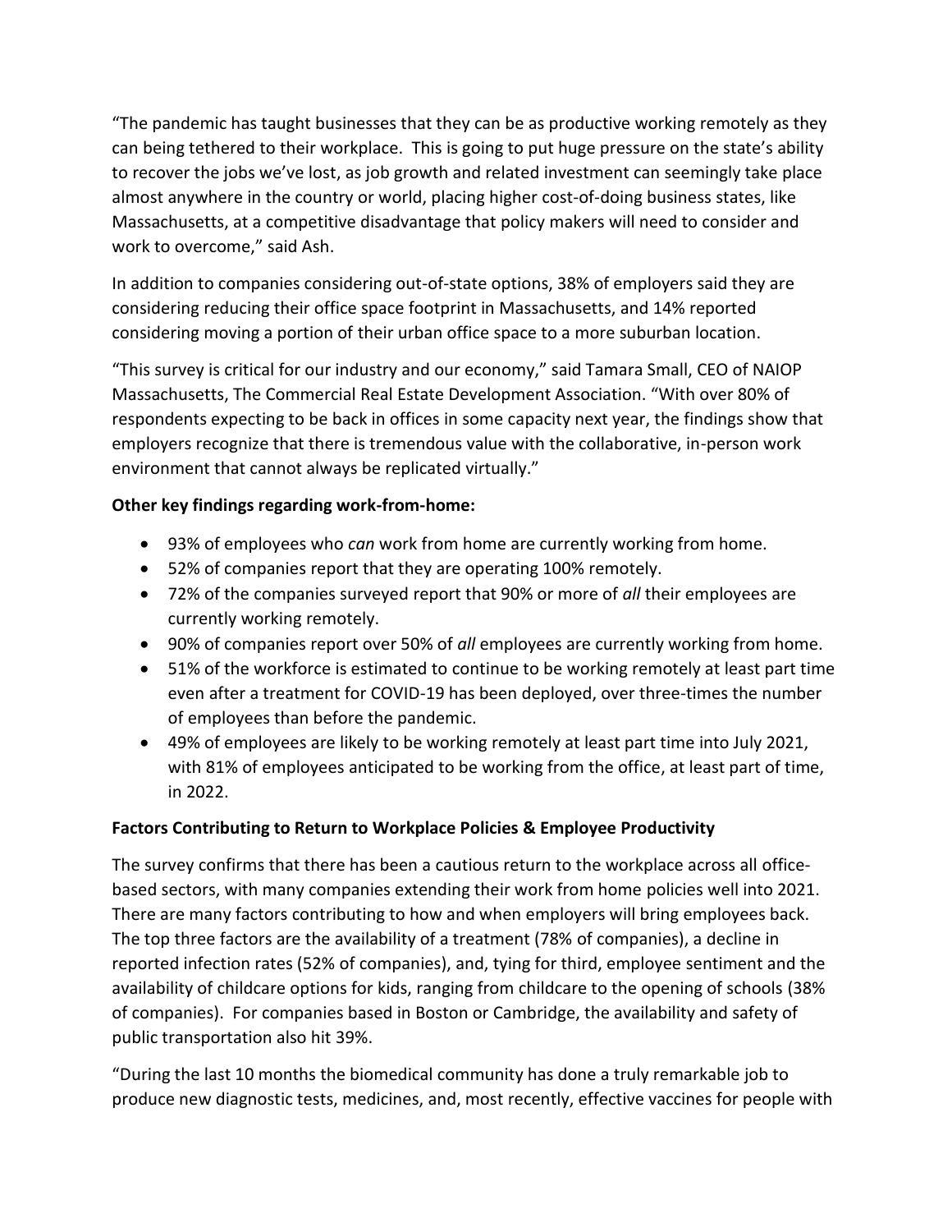"The pandemic has taught businesses that they can be as productive working remotely as they can being tethered to their workplace. This is going to put huge pressure on the state's ability to recover the jobs we've lost, as job growth and related investment can seemingly take place almost anywhere in the country or world, placing higher cost-of-doing business states, like Massachusetts, at a competitive disadvantage that policy makers will need to consider and work to overcome," said Ash.

In addition to companies considering out-of-state options, 38% of employers said they are considering reducing their office space footprint in Massachusetts, and 14% reported considering moving a portion of their urban office space to a more suburban location.

"This survey is critical for our industry and our economy," said Tamara Small, CEO of NAIOP Massachusetts, The Commercial Real Estate Development Association. "With over 80% of respondents expecting to be back in offices in some capacity next year, the findings show that employers recognize that there is tremendous value with the collaborative, in-person work environment that cannot always be replicated virtually."

**Other key findings regarding work-from-home:**

- 93% of employees who *can* work from home are currently working from home.
- 52% of companies report that they are operating 100% remotely.
- 72% of the companies surveyed report that 90% or more of *all* their employees are currently working remotely.
- 90% of companies report over 50% of *all* employees are currently working from home.
- 51% of the workforce is estimated to continue to be working remotely at least part time even after a treatment for COVID-19 has been deployed, over three-times the number of employees than before the pandemic.
- 49% of employees are likely to be working remotely at least part time into July 2021, with 81% of employees anticipated to be working from the office, at least part of time, in 2022.

**Factors Contributing to Return to Workplace Policies & Employee Productivity**

The survey confirms that there has been a cautious return to the workplace across all office-based sectors, with many companies extending their work from home policies well into 2021. There are many factors contributing to how and when employers will bring employees back. The top three factors are the availability of a treatment (78% of companies), a decline in reported infection rates (52% of companies), and, tying for third, employee sentiment and the availability of childcare options for kids, ranging from childcare to the opening of schools (38% of companies). For companies based in Boston or Cambridge, the availability and safety of public transportation also hit 39%.

"During the last 10 months the biomedical community has done a truly remarkable job to produce new diagnostic tests, medicines, and, most recently, effective vaccines for people with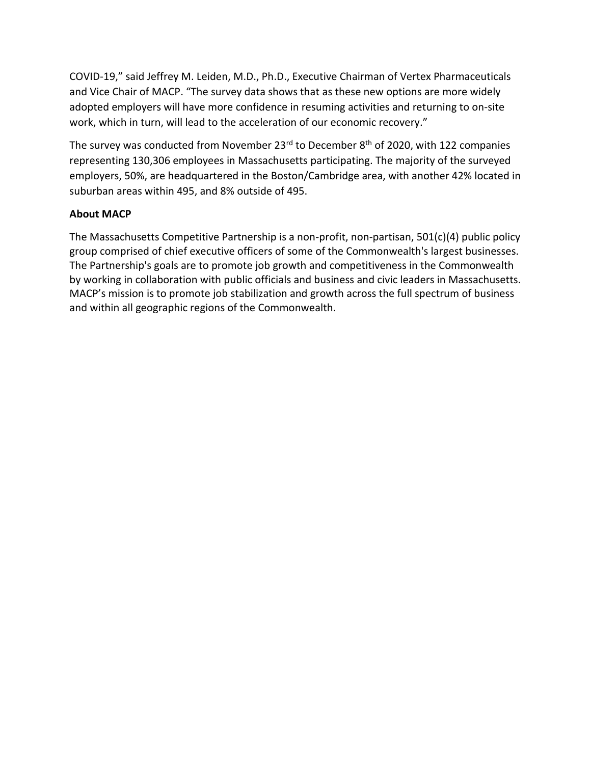COVID-19," said Jeffrey M. Leiden, M.D., Ph.D., Executive Chairman of Vertex Pharmaceuticals and Vice Chair of MACP. "The survey data shows that as these new options are more widely adopted employers will have more confidence in resuming activities and returning to on-site work, which in turn, will lead to the acceleration of our economic recovery."

The survey was conducted from November 23rd to December 8th of 2020, with 122 companies representing 130,306 employees in Massachusetts participating. The majority of the surveyed employers, 50%, are headquartered in the Boston/Cambridge area, with another 42% located in suburban areas within 495, and 8% outside of 495.

**About MACP**

The Massachusetts Competitive Partnership is a non-profit, non-partisan, 501(c)(4) public policy group comprised of chief executive officers of some of the Commonwealth's largest businesses. The Partnership's goals are to promote job growth and competitiveness in the Commonwealth by working in collaboration with public officials and business and civic leaders in Massachusetts. MACP's mission is to promote job stabilization and growth across the full spectrum of business and within all geographic regions of the Commonwealth.